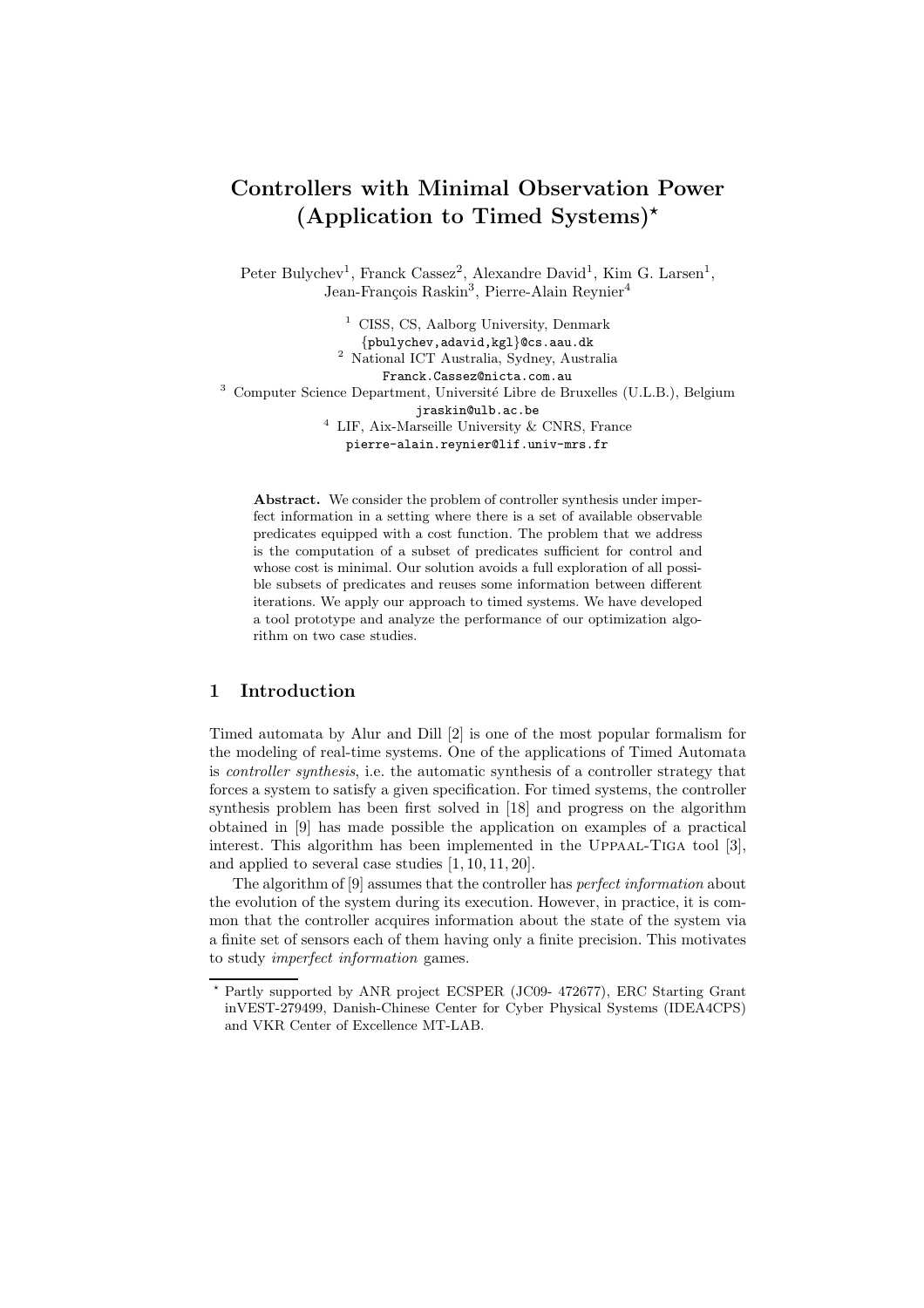# Controllers with Minimal Observation Power (Application to Timed Systems)*

Peter Bulychev[1], Franck Cassez[2], Alexandre David[1], Kim G. Larsen[1], Jean-François Raskin[3], Pierre-Alain Reynier[4]

[1] CISS, CS, Aalborg University, Denmark
{pbulychev,adavid,kgl}@cs.aau.dk
[2] National ICT Australia, Sydney, Australia
Franck.Cassez@nicta.com.au
[3] Computer Science Department, Université Libre de Bruxelles (U.L.B.), Belgium
jraskin@ulb.ac.be
[4] LIF, Aix-Marseille University & CNRS, France
pierre-alain.reynier@lif.univ-mrs.fr

**Abstract.** We consider the problem of controller synthesis under imperfect information in a setting where there is a set of available observable predicates equipped with a cost function. The problem that we address is the computation of a subset of predicates sufficient for control and whose cost is minimal. Our solution avoids a full exploration of all possible subsets of predicates and reuses some information between different iterations. We apply our approach to timed systems. We have developed a tool prototype and analyze the performance of our optimization algorithm on two case studies.

## 1 Introduction

Timed automata by Alur and Dill [2] is one of the most popular formalism for the modeling of real-time systems. One of the applications of Timed Automata is *controller synthesis*, i.e. the automatic synthesis of a controller strategy that forces a system to satisfy a given specification. For timed systems, the controller synthesis problem has been first solved in [18] and progress on the algorithm obtained in [9] has made possible the application on examples of a practical interest. This algorithm has been implemented in the Uppaal-Tiga tool [3], and applied to several case studies [1, 10, 11, 20].

The algorithm of [9] assumes that the controller has *perfect information* about the evolution of the system during its execution. However, in practice, it is common that the controller acquires information about the state of the system via a finite set of sensors each of them having only a finite precision. This motivates to study *imperfect information* games.

* Partly supported by ANR project ECSPER (JC09- 472677), ERC Starting Grant inVEST-279499, Danish-Chinese Center for Cyber Physical Systems (IDEA4CPS) and VKR Center of Excellence MT-LAB.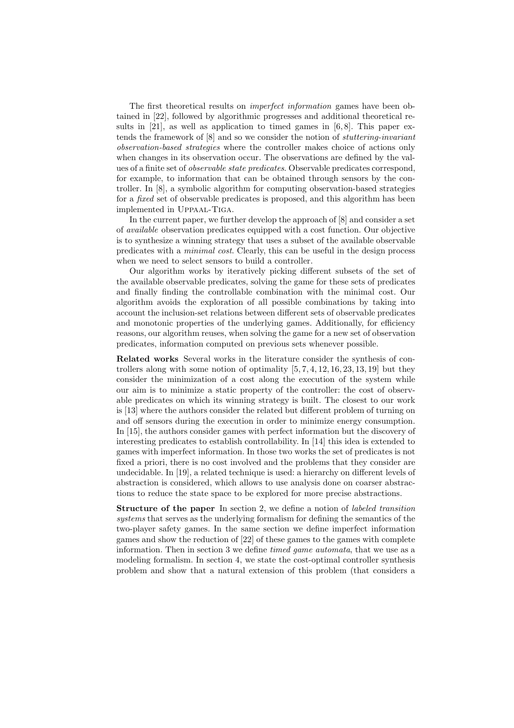The first theoretical results on *imperfect information* games have been obtained in [22], followed by algorithmic progresses and additional theoretical results in [21], as well as application to timed games in [6, 8]. This paper extends the framework of [8] and so we consider the notion of *stuttering-invariant observation-based strategies* where the controller makes choice of actions only when changes in its observation occur. The observations are defined by the values of a finite set of *observable state predicates*. Observable predicates correspond, for example, to information that can be obtained through sensors by the controller. In [8], a symbolic algorithm for computing observation-based strategies for a *fixed* set of observable predicates is proposed, and this algorithm has been implemented in Uppaal-Tiga.

In the current paper, we further develop the approach of [8] and consider a set of *available* observation predicates equipped with a cost function. Our objective is to synthesize a winning strategy that uses a subset of the available observable predicates with a *minimal cost*. Clearly, this can be useful in the design process when we need to select sensors to build a controller.

Our algorithm works by iteratively picking different subsets of the set of the available observable predicates, solving the game for these sets of predicates and finally finding the controllable combination with the minimal cost. Our algorithm avoids the exploration of all possible combinations by taking into account the inclusion-set relations between different sets of observable predicates and monotonic properties of the underlying games. Additionally, for efficiency reasons, our algorithm reuses, when solving the game for a new set of observation predicates, information computed on previous sets whenever possible.

**Related works** Several works in the literature consider the synthesis of controllers along with some notion of optimality [5, 7, 4, 12, 16, 23, 13, 19] but they consider the minimization of a cost along the execution of the system while our aim is to minimize a static property of the controller: the cost of observable predicates on which its winning strategy is built. The closest to our work is [13] where the authors consider the related but different problem of turning on and off sensors during the execution in order to minimize energy consumption. In [15], the authors consider games with perfect information but the discovery of interesting predicates to establish controllability. In [14] this idea is extended to games with imperfect information. In those two works the set of predicates is not fixed a priori, there is no cost involved and the problems that they consider are undecidable. In [19], a related technique is used: a hierarchy on different levels of abstraction is considered, which allows to use analysis done on coarser abstractions to reduce the state space to be explored for more precise abstractions.

**Structure of the paper** In section 2, we define a notion of *labeled transition systems* that serves as the underlying formalism for defining the semantics of the two-player safety games. In the same section we define imperfect information games and show the reduction of [22] of these games to the games with complete information. Then in section 3 we define *timed game automata*, that we use as a modeling formalism. In section 4, we state the cost-optimal controller synthesis problem and show that a natural extension of this problem (that considers a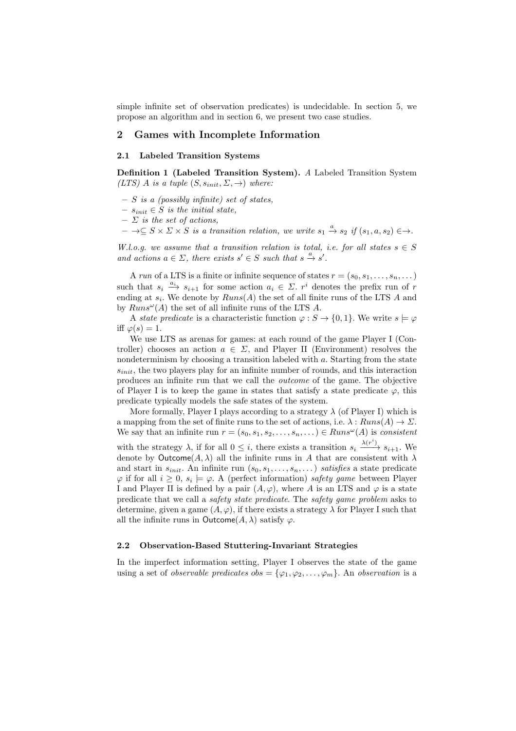simple infinite set of observation predicates) is undecidable. In section 5, we propose an algorithm and in section 6, we present two case studies.

## 2 Games with Incomplete Information

### 2.1 Labeled Transition Systems

**Definition 1 (Labeled Transition System).** *A* Labeled Transition System *(LTS) $A$ is a tuple $(S, s_{init}, \Sigma, \rightarrow)$ where:*

- *$S$ is a (possibly infinite) set of states,*
- *$s_{init} \in S$ is the initial state,*
- *$\Sigma$ is the set of actions,*
- *$\rightarrow \subseteq S \times \Sigma \times S$ is a transition relation, we write $s_1 \xrightarrow{a} s_2$ if $(s_1, a, s_2) \in \rightarrow$.*

*W.l.o.g. we assume that a transition relation is total, i.e. for all states $s \in S$ and actions $a \in \Sigma$, there exists $s' \in S$ such that $s \xrightarrow{a} s'$.*

A *run* of a LTS is a finite or infinite sequence of states $r = (s_0, s_1, \ldots, s_n, \ldots)$ such that $s_i \xrightarrow{a_i} s_{i+1}$ for some action $a_i \in \Sigma$. $r^i$ denotes the prefix run of $r$ ending at $s_i$. We denote by $Runs(A)$ the set of all finite runs of the LTS $A$ and by $Runs^\omega(A)$ the set of all infinite runs of the LTS $A$.

A *state predicate* is a characteristic function $\varphi : S \rightarrow \{0, 1\}$. We write $s \models \varphi$ iff $\varphi(s) = 1$.

We use LTS as arenas for games: at each round of the game Player I (Controller) chooses an action $a \in \Sigma$, and Player II (Environment) resolves the nondeterminism by choosing a transition labeled with $a$. Starting from the state $s_{init}$, the two players play for an infinite number of rounds, and this interaction produces an infinite run that we call the *outcome* of the game. The objective of Player I is to keep the game in states that satisfy a state predicate $\varphi$, this predicate typically models the safe states of the system.

More formally, Player I plays according to a strategy $\lambda$ (of Player I) which is a mapping from the set of finite runs to the set of actions, i.e. $\lambda : Runs(A) \rightarrow \Sigma$. We say that an infinite run $r = (s_0, s_1, s_2, \ldots, s_n, \ldots) \in Runs^\omega(A)$ is *consistent* with the strategy $\lambda$, if for all $0 \leq i$, there exists a transition $s_i \xrightarrow{\lambda(r^i)} s_{i+1}$. We denote by $\mathsf{Outcome}(A, \lambda)$ all the infinite runs in $A$ that are consistent with $\lambda$ and start in $s_{init}$. An infinite run $(s_0, s_1, \ldots, s_n, \ldots)$ *satisfies* a state predicate $\varphi$ if for all $i \geq 0$, $s_i \models \varphi$. A (perfect information) *safety game* between Player I and Player II is defined by a pair $(A, \varphi)$, where $A$ is an LTS and $\varphi$ is a state predicate that we call a *safety state predicate*. The *safety game problem* asks to determine, given a game $(A, \varphi)$, if there exists a strategy $\lambda$ for Player I such that all the infinite runs in $\mathsf{Outcome}(A, \lambda)$ satisfy $\varphi$.

### 2.2 Observation-Based Stuttering-Invariant Strategies

In the imperfect information setting, Player I observes the state of the game using a set of *observable predicates* $obs = \{\varphi_1, \varphi_2, \ldots, \varphi_m\}$. An *observation* is a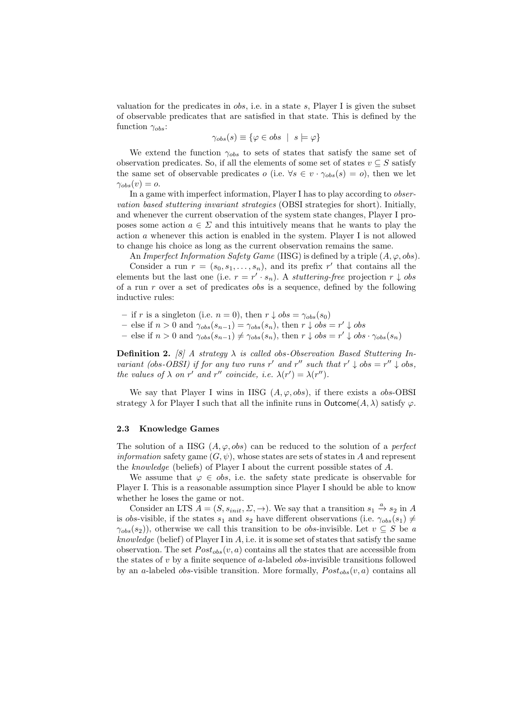valuation for the predicates in *obs*, i.e. in a state $s$, Player I is given the subset of observable predicates that are satisfied in that state. This is defined by the function $\gamma_{obs}$:

$$\gamma_{obs}(s) \equiv \{\varphi \in obs \mid s \models \varphi\}$$

We extend the function $\gamma_{obs}$ to sets of states that satisfy the same set of observation predicates. So, if all the elements of some set of states $v \subseteq S$ satisfy the same set of observable predicates $o$ (i.e. $\forall s \in v \cdot \gamma_{obs}(s) = o$), then we let $\gamma_{obs}(v) = o$.

In a game with imperfect information, Player I has to play according to *observation based stuttering invariant strategies* (OBSI strategies for short). Initially, and whenever the current observation of the system state changes, Player I proposes some action $a \in \Sigma$ and this intuitively means that he wants to play the action $a$ whenever this action is enabled in the system. Player I is not allowed to change his choice as long as the current observation remains the same.

An *Imperfect Information Safety Game* (IISG) is defined by a triple $(A, \varphi, obs)$.

Consider a run $r = (s_0, s_1, \ldots, s_n)$, and its prefix $r'$ that contains all the elements but the last one (i.e. $r = r' \cdot s_n$). A *stuttering-free* projection $r \downarrow obs$ of a run $r$ over a set of predicates *obs* is a sequence, defined by the following inductive rules:

- if $r$ is a singleton (i.e. $n = 0$), then $r \downarrow obs = \gamma_{obs}(s_0)$
- else if $n > 0$ and $\gamma_{obs}(s_{n-1}) = \gamma_{obs}(s_n)$, then $r \downarrow obs = r' \downarrow obs$
- else if $n > 0$ and $\gamma_{obs}(s_{n-1}) \neq \gamma_{obs}(s_n)$, then $r \downarrow obs = r' \downarrow obs \cdot \gamma_{obs}(s_n)$

**Definition 2.** *[8] A strategy $\lambda$ is called obs-Observation Based Stuttering Invariant (obs-OBSI) if for any two runs $r'$ and $r''$ such that $r' \downarrow obs = r'' \downarrow obs$, the values of $\lambda$ on $r'$ and $r''$ coincide, i.e. $\lambda(r') = \lambda(r'')$.*

We say that Player I wins in IISG $(A, \varphi, obs)$, if there exists a *obs*-OBSI strategy $\lambda$ for Player I such that all the infinite runs in $\mathsf{Outcome}(A, \lambda)$ satisfy $\varphi$.

### 2.3 Knowledge Games

The solution of a IISG $(A, \varphi, obs)$ can be reduced to the solution of a *perfect information* safety game $(G, \psi)$, whose states are sets of states in $A$ and represent the *knowledge* (beliefs) of Player I about the current possible states of $A$.

We assume that $\varphi \in obs$, i.e. the safety state predicate is observable for Player I. This is a reasonable assumption since Player I should be able to know whether he loses the game or not.

Consider an LTS $A = (S, s_{init}, \Sigma, \rightarrow)$. We say that a transition $s_1 \xrightarrow{a} s_2$ in $A$ is *obs*-visible, if the states $s_1$ and $s_2$ have different observations (i.e. $\gamma_{obs}(s_1) \neq \gamma_{obs}(s_2)$), otherwise we call this transition to be *obs*-invisible. Let $v \subseteq S$ be a *knowledge* (belief) of Player I in $A$, i.e. it is some set of states that satisfy the same observation. The set $Post_{obs}(v, a)$ contains all the states that are accessible from the states of $v$ by a finite sequence of $a$-labeled *obs*-invisible transitions followed by an $a$-labeled *obs*-visible transition. More formally, $Post_{obs}(v, a)$ contains all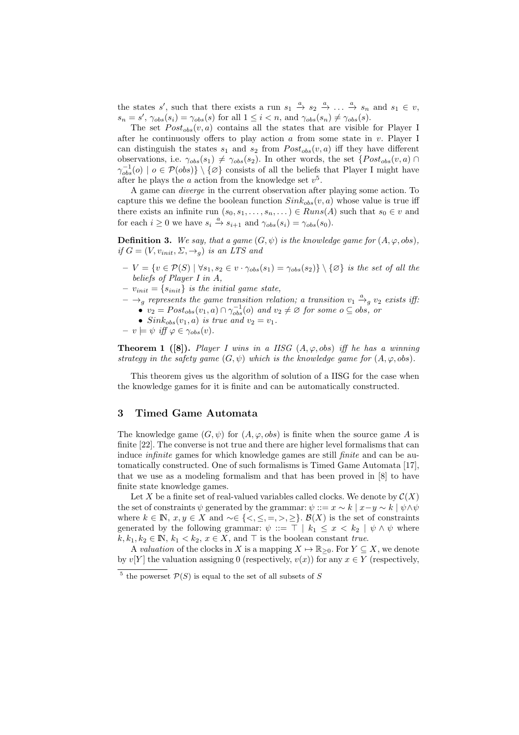the states $s'$, such that there exists a run $s_1 \xrightarrow{a} s_2 \xrightarrow{a} \dots \xrightarrow{a} s_n$ and $s_1 \in v$, $s_n = s'$, $\gamma_{obs}(s_i) = \gamma_{obs}(s)$ for all $1 \leq i < n$, and $\gamma_{obs}(s_n) \neq \gamma_{obs}(s)$.

The set $Post_{obs}(v, a)$ contains all the states that are visible for Player I after he continuously offers to play action $a$ from some state in $v$. Player I can distinguish the states $s_1$ and $s_2$ from $Post_{obs}(v, a)$ iff they have different observations, i.e. $\gamma_{obs}(s_1) \neq \gamma_{obs}(s_2)$. In other words, the set $\{Post_{obs}(v, a) \cap \gamma_{obs}^{-1}(o) \mid o \in \mathcal{P}(obs)\} \setminus \{\varnothing\}$ consists of all the beliefs that Player I might have after he plays the $a$ action from the knowledge set $v$[5].

A game can *diverge* in the current observation after playing some action. To capture this we define the boolean function $Sink_{obs}(v, a)$ whose value is true iff there exists an infinite run $(s_0, s_1, \dots, s_n, \dots) \in Runs(A)$ such that $s_0 \in v$ and for each $i \geq 0$ we have $s_i \xrightarrow{a} s_{i+1}$ and $\gamma_{obs}(s_i) = \gamma_{obs}(s_0)$.

**Definition 3.** *We say, that a game $(G, \psi)$ is the knowledge game for $(A, \varphi, obs)$, if $G = (V, v_{init}, \Sigma, \rightarrow_g)$ is an LTS and*

- *$V = \{v \in \mathcal{P}(S) \mid \forall s_1, s_2 \in v \cdot \gamma_{obs}(s_1) = \gamma_{obs}(s_2)\} \setminus \{\varnothing\}$ is the set of all the beliefs of Player I in $A$,*
- *$v_{init} = \{s_{init}\}$ is the initial game state,*
- *$\rightarrow_g$ represents the game transition relation; a transition $v_1 \xrightarrow{a}_g v_2$ exists iff:*
  - *$v_2 = Post_{obs}(v_1, a) \cap \gamma_{obs}^{-1}(o)$ and $v_2 \neq \varnothing$ for some $o \subseteq obs$, or*
  - *$Sink_{obs}(v_1, a)$ is true and $v_2 = v_1$.*
- *$v \models \psi$ iff $\varphi \in \gamma_{obs}(v)$.*

**Theorem 1 ([8]).** *Player I wins in a IISG $(A, \varphi, obs)$ iff he has a winning strategy in the safety game $(G, \psi)$ which is the knowledge game for $(A, \varphi, obs)$.*

This theorem gives us the algorithm of solution of a IISG for the case when the knowledge games for it is finite and can be automatically constructed.

## 3 Timed Game Automata

The knowledge game $(G, \psi)$ for $(A, \varphi, obs)$ is finite when the source game $A$ is finite [22]. The converse is not true and there are higher level formalisms that can induce *infinite* games for which knowledge games are still *finite* and can be automatically constructed. One of such formalisms is Timed Game Automata [17], that we use as a modeling formalism and that has been proved in [8] to have finite state knowledge games.

Let $X$ be a finite set of real-valued variables called clocks. We denote by $\mathcal{C}(X)$ the set of constraints $\psi$ generated by the grammar: $\psi ::= x \sim k \mid x - y \sim k \mid \psi \wedge \psi$ where $k \in \mathbb{N}$, $x, y \in X$ and $\sim \in \{<, \leq, =, >, \geq\}$. $\mathcal{B}(X)$ is the set of constraints generated by the following grammar: $\psi ::= \top \mid k_1 \leq x < k_2 \mid \psi \wedge \psi$ where $k, k_1, k_2 \in \mathbb{N}$, $k_1 < k_2$, $x \in X$, and $\top$ is the boolean constant *true*.

A *valuation* of the clocks in $X$ is a mapping $X \mapsto \mathbb{R}_{\geq 0}$. For $Y \subseteq X$, we denote by $v[Y]$ the valuation assigning 0 (respectively, $v(x)$) for any $x \in Y$ (respectively,

[5] the powerset $\mathcal{P}(S)$ is equal to the set of all subsets of $S$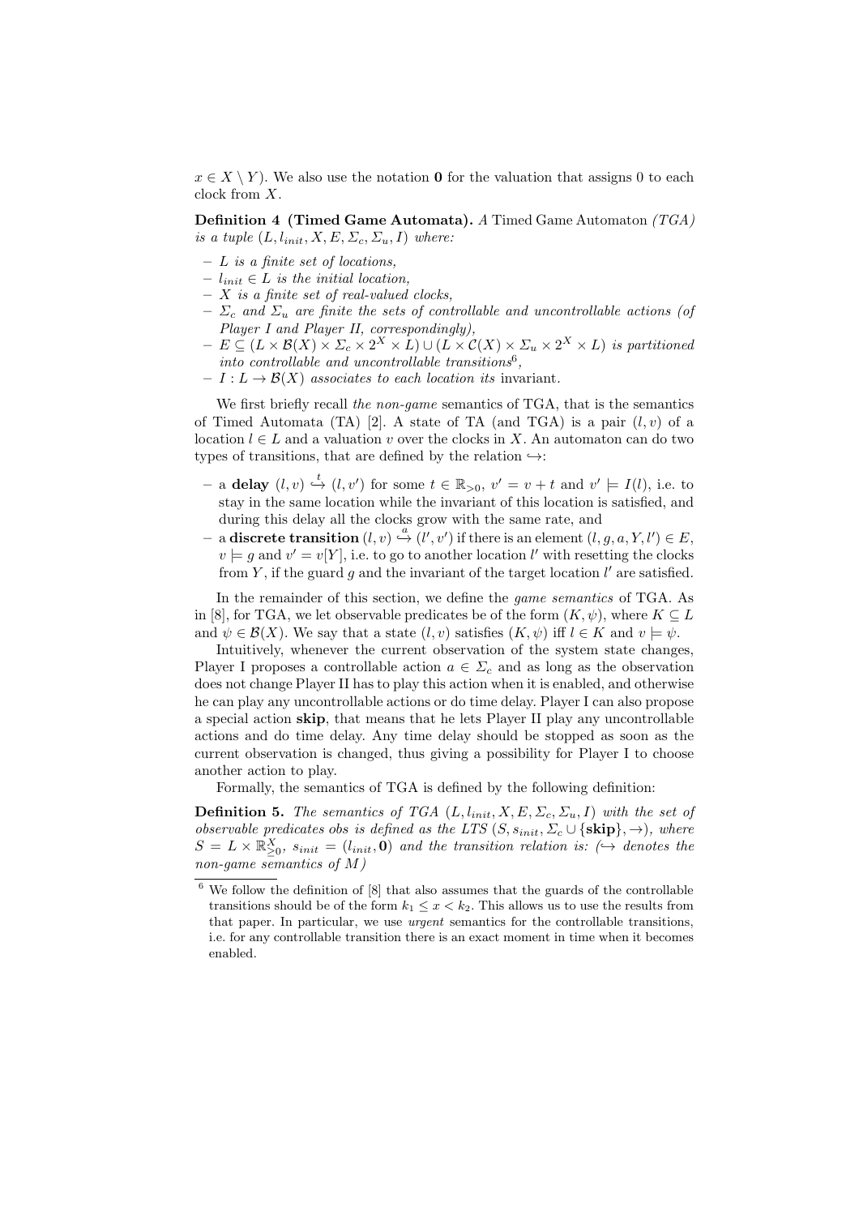$x \in X \setminus Y$). We also use the notation $\mathbf{0}$ for the valuation that assigns 0 to each clock from $X$.

**Definition 4 (Timed Game Automata).** *A* Timed Game Automaton *(TGA) is a tuple* $(L, l_{init}, X, E, \Sigma_c, \Sigma_u, I)$ *where:*

- *$L$ is a finite set of locations,*
- *$l_{init} \in L$ is the initial location,*
- *$X$ is a finite set of real-valued clocks,*
- *$\Sigma_c$ and $\Sigma_u$ are finite the sets of controllable and uncontrollable actions (of Player I and Player II, correspondingly),*
- *$E \subseteq (L \times \mathcal{B}(X) \times \Sigma_c \times 2^X \times L) \cup (L \times \mathcal{C}(X) \times \Sigma_u \times 2^X \times L)$ is partitioned into controllable and uncontrollable transitions*[6]*,*
- *$I : L \to \mathcal{B}(X)$ associates to each location its* invariant.

We first briefly recall *the non-game* semantics of TGA, that is the semantics of Timed Automata (TA) [2]. A state of TA (and TGA) is a pair $(l, v)$ of a location $l \in L$ and a valuation $v$ over the clocks in $X$. An automaton can do two types of transitions, that are defined by the relation $\hookrightarrow$:

- a **delay** $(l, v) \overset{t}{\hookrightarrow} (l, v')$ for some $t \in \mathbb{R}_{>0}$, $v' = v + t$ and $v' \models I(l)$, i.e. to stay in the same location while the invariant of this location is satisfied, and during this delay all the clocks grow with the same rate, and
- a **discrete transition** $(l, v) \overset{a}{\hookrightarrow} (l', v')$ if there is an element $(l, g, a, Y, l') \in E$, $v \models g$ and $v' = v[Y]$, i.e. to go to another location $l'$ with resetting the clocks from $Y$, if the guard $g$ and the invariant of the target location $l'$ are satisfied.

In the remainder of this section, we define the *game semantics* of TGA. As in [8], for TGA, we let observable predicates be of the form $(K, \psi)$, where $K \subseteq L$ and $\psi \in \mathcal{B}(X)$. We say that a state $(l, v)$ satisfies $(K, \psi)$ iff $l \in K$ and $v \models \psi$.

Intuitively, whenever the current observation of the system state changes, Player I proposes a controllable action $a \in \Sigma_c$ and as long as the observation does not change Player II has to play this action when it is enabled, and otherwise he can play any uncontrollable actions or do time delay. Player I can also propose a special action **skip**, that means that he lets Player II play any uncontrollable actions and do time delay. Any time delay should be stopped as soon as the current observation is changed, thus giving a possibility for Player I to choose another action to play.

Formally, the semantics of TGA is defined by the following definition:

**Definition 5.** *The semantics of TGA $(L, l_{init}, X, E, \Sigma_c, \Sigma_u, I)$ with the set of observable predicates obs is defined as the LTS $(S, s_{init}, \Sigma_c \cup \{\mathbf{skip}\}, \to)$, where $S = L \times \mathbb{R}^X_{\geq 0}$, $s_{init} = (l_{init}, \mathbf{0})$ and the transition relation is: ($\hookrightarrow$ denotes the non-game semantics of $M$)*

[6] We follow the definition of [8] that also assumes that the guards of the controllable transitions should be of the form $k_1 \leq x < k_2$. This allows us to use the results from that paper. In particular, we use *urgent* semantics for the controllable transitions, i.e. for any controllable transition there is an exact moment in time when it becomes enabled.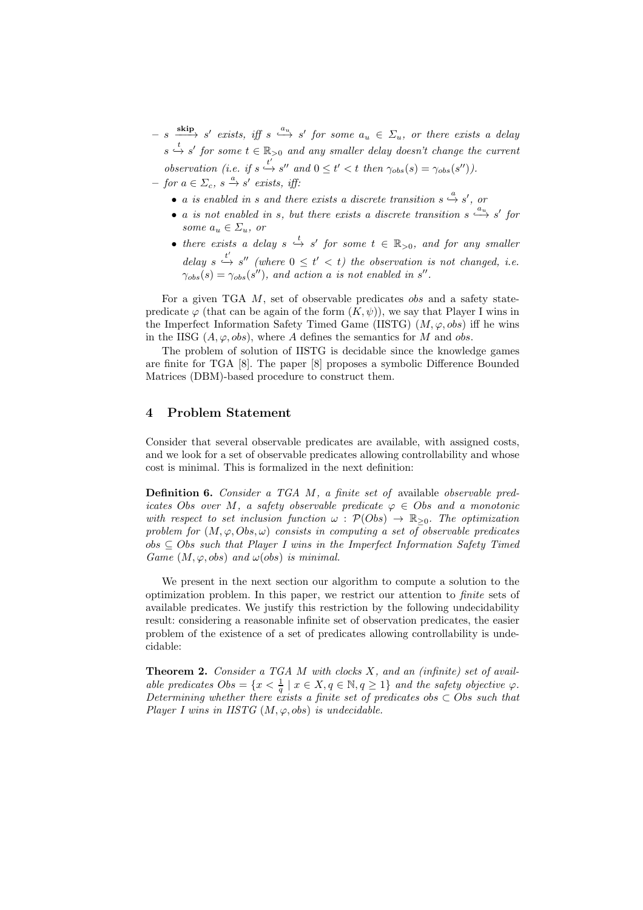- $s \xrightarrow{\textbf{skip}} s'$ exists, iff $s \overset{a_u}{\hookrightarrow} s'$ for some $a_u \in \Sigma_u$, or there exists a delay $s \overset{t}{\hookrightarrow} s'$ for some $t \in \mathbb{R}_{>0}$ and any smaller delay doesn't change the current observation (i.e. if $s \overset{t'}{\hookrightarrow} s''$ and $0 \leq t' < t$ then $\gamma_{obs}(s) = \gamma_{obs}(s'')$).
- for $a \in \Sigma_c$, $s \xrightarrow{a} s'$ exists, iff:
  - $a$ is enabled in $s$ and there exists a discrete transition $s \overset{a}{\hookrightarrow} s'$, or
  - $a$ is not enabled in $s$, but there exists a discrete transition $s \overset{a_u}{\hookrightarrow} s'$ for some $a_u \in \Sigma_u$, or
  - there exists a delay $s \overset{t}{\hookrightarrow} s'$ for some $t \in \mathbb{R}_{>0}$, and for any smaller delay $s \overset{t'}{\hookrightarrow} s''$ (where $0 \leq t' < t$) the observation is not changed, i.e. $\gamma_{obs}(s) = \gamma_{obs}(s'')$, and action $a$ is not enabled in $s''$.

For a given TGA $M$, set of observable predicates $obs$ and a safety state-predicate $\varphi$ (that can be again of the form $(K, \psi)$), we say that Player I wins in the Imperfect Information Safety Timed Game (IISTG) $(M, \varphi, obs)$ iff he wins in the IISG $(A, \varphi, obs)$, where $A$ defines the semantics for $M$ and $obs$.

The problem of solution of IISTG is decidable since the knowledge games are finite for TGA [8]. The paper [8] proposes a symbolic Difference Bounded Matrices (DBM)-based procedure to construct them.

## 4 Problem Statement

Consider that several observable predicates are available, with assigned costs, and we look for a set of observable predicates allowing controllability and whose cost is minimal. This is formalized in the next definition:

**Definition 6.** *Consider a TGA $M$, a finite set of* available *observable predicates $Obs$ over $M$, a safety observable predicate $\varphi \in Obs$ and a monotonic with respect to set inclusion function $\omega : \mathcal{P}(Obs) \to \mathbb{R}_{\geq 0}$. The optimization problem for $(M, \varphi, Obs, \omega)$ consists in computing a set of observable predicates $obs \subseteq Obs$ such that Player I wins in the Imperfect Information Safety Timed Game $(M, \varphi, obs)$ and $\omega(obs)$ is minimal.*

We present in the next section our algorithm to compute a solution to the optimization problem. In this paper, we restrict our attention to *finite* sets of available predicates. We justify this restriction by the following undecidability result: considering a reasonable infinite set of observation predicates, the easier problem of the existence of a set of predicates allowing controllability is undecidable:

**Theorem 2.** *Consider a TGA $M$ with clocks $X$, and an (infinite) set of available predicates $Obs = \{x < \frac{1}{q} \mid x \in X, q \in \mathbb{N}, q \geq 1\}$ and the safety objective $\varphi$. Determining whether there exists a finite set of predicates $obs \subset Obs$ such that Player I wins in IISTG $(M, \varphi, obs)$ is undecidable.*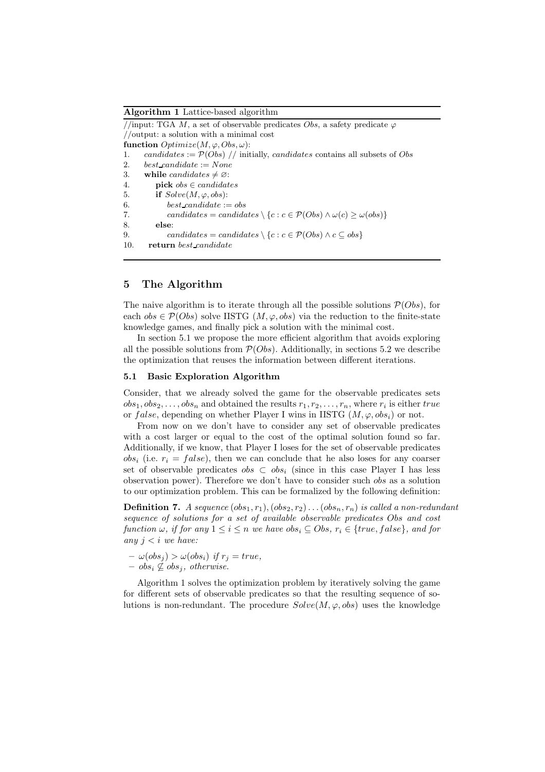**Algorithm 1** Lattice-based algorithm

```
//input: TGA M, a set of observable predicates Obs, a safety predicate φ
//output: a solution with a minimal cost
function Optimize(M, φ, Obs, ω):
1.    candidates := P(Obs) // initially, candidates contains all subsets of Obs
2.    best_candidate := None
3.    while candidates ≠ ∅:
4.        pick obs ∈ candidates
5.        if Solve(M, φ, obs):
6.            best_candidate := obs
7.            candidates = candidates \ {c : c ∈ P(Obs) ∧ ω(c) ≥ ω(obs)}
8.        else:
9.            candidates = candidates \ {c : c ∈ P(Obs) ∧ c ⊆ obs}
10.   return best_candidate
```

## 5 The Algorithm

The naive algorithm is to iterate through all the possible solutions $\mathcal{P}(Obs)$, for each $obs \in \mathcal{P}(Obs)$ solve IISTG $(M, \varphi, obs)$ via the reduction to the finite-state knowledge games, and finally pick a solution with the minimal cost.

In section 5.1 we propose the more efficient algorithm that avoids exploring all the possible solutions from $\mathcal{P}(Obs)$. Additionally, in sections 5.2 we describe the optimization that reuses the information between different iterations.

### 5.1 Basic Exploration Algorithm

Consider, that we already solved the game for the observable predicates sets $obs_1, obs_2, \ldots, obs_n$ and obtained the results $r_1, r_2, \ldots, r_n$, where $r_i$ is either $true$ or $false$, depending on whether Player I wins in IISTG $(M, \varphi, obs_i)$ or not.

From now on we don't have to consider any set of observable predicates with a cost larger or equal to the cost of the optimal solution found so far. Additionally, if we know, that Player I loses for the set of observable predicates $obs_i$ (i.e. $r_i = false$), then we can conclude that he also loses for any coarser set of observable predicates $obs \subset obs_i$ (since in this case Player I has less observation power). Therefore we don't have to consider such $obs$ as a solution to our optimization problem. This can be formalized by the following definition:

**Definition 7.** *A sequence $(obs_1, r_1), (obs_2, r_2) \ldots (obs_n, r_n)$ is called a non-redundant sequence of solutions for a set of available observable predicates $Obs$ and cost function $\omega$, if for any $1 \leq i \leq n$ we have $obs_i \subseteq Obs$, $r_i \in \{true, false\}$, and for any $j < i$ we have:*

- $\omega(obs_j) > \omega(obs_i)$ *if* $r_j = true$,
- $obs_i \not\subseteq obs_j$, *otherwise.*

Algorithm 1 solves the optimization problem by iteratively solving the game for different sets of observable predicates so that the resulting sequence of solutions is non-redundant. The procedure $Solve(M, \varphi, obs)$ uses the knowledge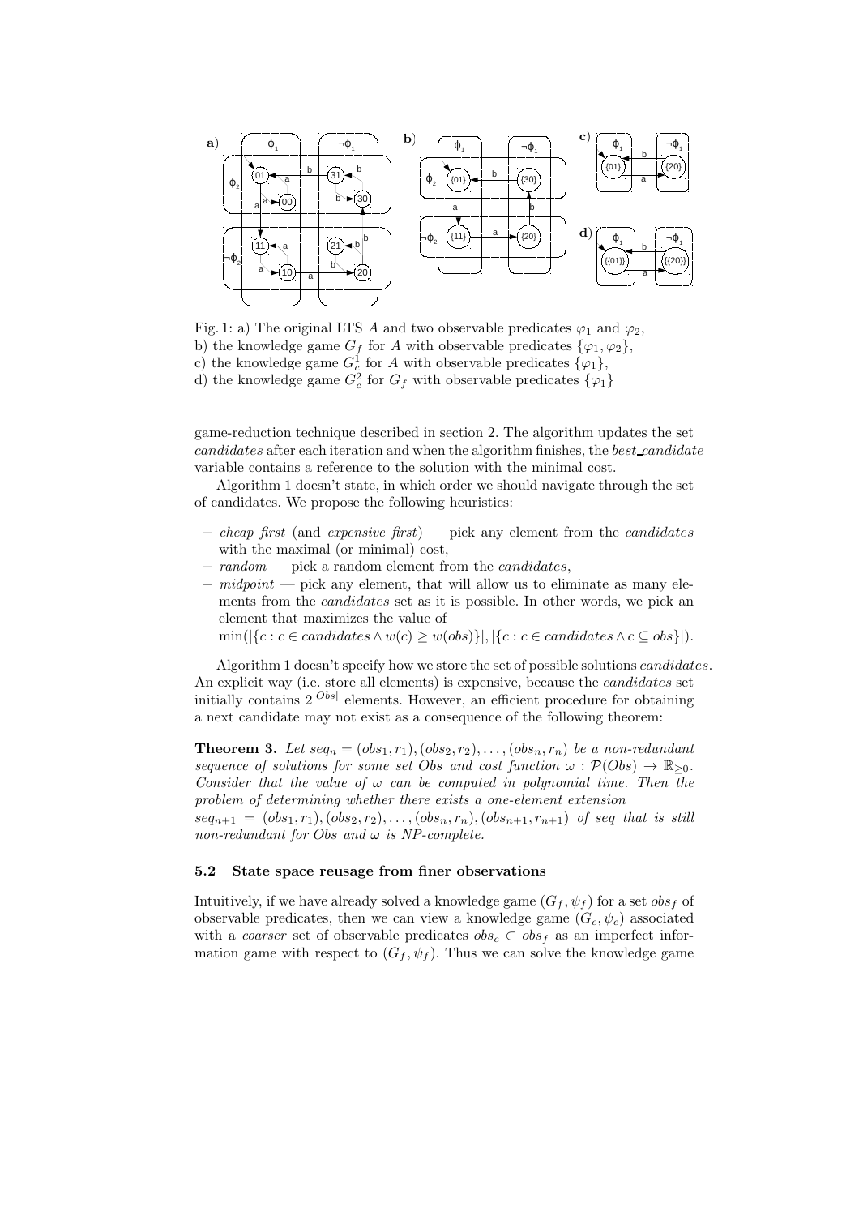Fig. 1: a) The original LTS $A$ and two observable predicates $\varphi_1$ and $\varphi_2$,
b) the knowledge game $G_f$ for $A$ with observable predicates $\{\varphi_1, \varphi_2\}$,
c) the knowledge game $G_c^1$ for $A$ with observable predicates $\{\varphi_1\}$,
d) the knowledge game $G_c^2$ for $G_f$ with observable predicates $\{\varphi_1\}$

game-reduction technique described in section 2. The algorithm updates the set *candidates* after each iteration and when the algorithm finishes, the *best_candidate* variable contains a reference to the solution with the minimal cost.

Algorithm 1 doesn't state, in which order we should navigate through the set of candidates. We propose the following heuristics:

- *cheap first* (and *expensive first*) — pick any element from the *candidates* with the maximal (or minimal) cost,
- *random* — pick a random element from the *candidates*,
- *midpoint* — pick any element, that will allow us to eliminate as many elements from the *candidates* set as it is possible. In other words, we pick an element that maximizes the value of
  $\min(|\{c : c \in candidates \wedge w(c) \geq w(obs)\}|, |\{c : c \in candidates \wedge c \subseteq obs\}|)$.

Algorithm 1 doesn't specify how we store the set of possible solutions *candidates*. An explicit way (i.e. store all elements) is expensive, because the *candidates* set initially contains $2^{|Obs|}$ elements. However, an efficient procedure for obtaining a next candidate may not exist as a consequence of the following theorem:

**Theorem 3.** *Let $seq_n = (obs_1, r_1), (obs_2, r_2), \ldots, (obs_n, r_n)$ be a non-redundant sequence of solutions for some set Obs and cost function $\omega : \mathcal{P}(Obs) \rightarrow \mathbb{R}_{\geq 0}$. Consider that the value of $\omega$ can be computed in polynomial time. Then the problem of determining whether there exists a one-element extension $seq_{n+1} = (obs_1, r_1), (obs_2, r_2), \ldots, (obs_n, r_n), (obs_{n+1}, r_{n+1})$ of seq that is still non-redundant for Obs and $\omega$ is NP-complete.*

### 5.2 State space reusage from finer observations

Intuitively, if we have already solved a knowledge game $(G_f, \psi_f)$ for a set $obs_f$ of observable predicates, then we can view a knowledge game $(G_c, \psi_c)$ associated with a *coarser* set of observable predicates $obs_c \subset obs_f$ as an imperfect information game with respect to $(G_f, \psi_f)$. Thus we can solve the knowledge game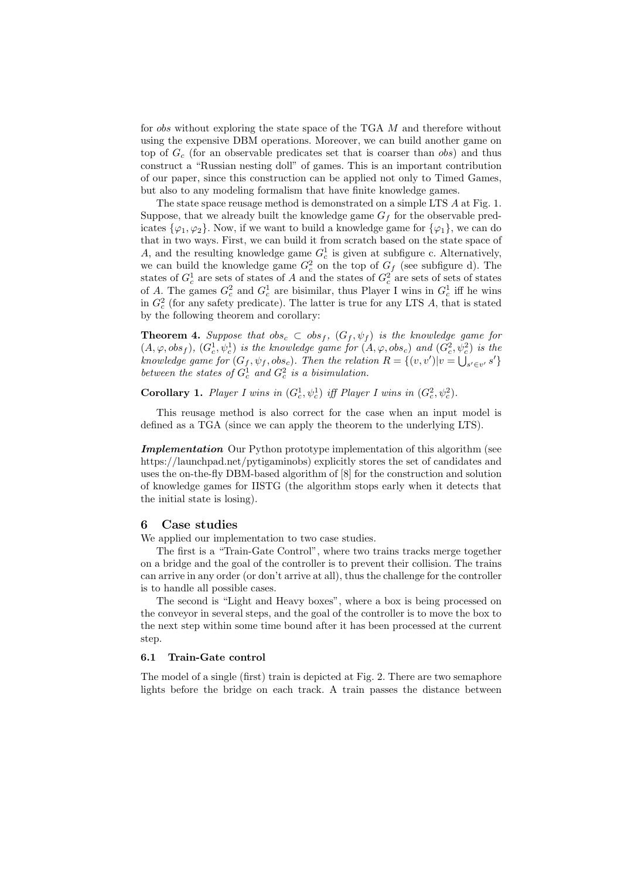for *obs* without exploring the state space of the TGA $M$ and therefore without using the expensive DBM operations. Moreover, we can build another game on top of $G_c$ (for an observable predicates set that is coarser than *obs*) and thus construct a "Russian nesting doll" of games. This is an important contribution of our paper, since this construction can be applied not only to Timed Games, but also to any modeling formalism that have finite knowledge games.

The state space reusage method is demonstrated on a simple LTS $A$ at Fig. 1. Suppose, that we already built the knowledge game $G_f$ for the observable predicates $\{\varphi_1, \varphi_2\}$. Now, if we want to build a knowledge game for $\{\varphi_1\}$, we can do that in two ways. First, we can build it from scratch based on the state space of $A$, and the resulting knowledge game $G_c^1$ is given at subfigure c. Alternatively, we can build the knowledge game $G_c^2$ on the top of $G_f$ (see subfigure d). The states of $G_c^1$ are sets of states of $A$ and the states of $G_c^2$ are sets of sets of states of $A$. The games $G_c^2$ and $G_c^1$ are bisimilar, thus Player I wins in $G_c^1$ iff he wins in $G_c^2$ (for any safety predicate). The latter is true for any LTS $A$, that is stated by the following theorem and corollary:

**Theorem 4.** *Suppose that* $obs_c \subset obs_f$*,* $(G_f, \psi_f)$ *is the knowledge game for* $(A, \varphi, obs_f)$*,* $(G_c^1, \psi_c^1)$ *is the knowledge game for* $(A, \varphi, obs_c)$ *and* $(G_c^2, \psi_c^2)$ *is the knowledge game for* $(G_f, \psi_f, obs_c)$*. Then the relation* $R = \{(v, v') | v = \bigcup_{s' \in v'} s'\}$ *between the states of* $G_c^1$ *and* $G_c^2$ *is a bisimulation.*

**Corollary 1.** *Player I wins in* $(G_c^1, \psi_c^1)$ *iff Player I wins in* $(G_c^2, \psi_c^2)$*.*

This reusage method is also correct for the case when an input model is defined as a TGA (since we can apply the theorem to the underlying LTS).

***Implementation*** Our Python prototype implementation of this algorithm (see https://launchpad.net/pytigaminobs) explicitly stores the set of candidates and uses the on-the-fly DBM-based algorithm of [8] for the construction and solution of knowledge games for IISTG (the algorithm stops early when it detects that the initial state is losing).

## 6 Case studies

We applied our implementation to two case studies.

The first is a "Train-Gate Control", where two trains tracks merge together on a bridge and the goal of the controller is to prevent their collision. The trains can arrive in any order (or don't arrive at all), thus the challenge for the controller is to handle all possible cases.

The second is "Light and Heavy boxes", where a box is being processed on the conveyor in several steps, and the goal of the controller is to move the box to the next step within some time bound after it has been processed at the current step.

### 6.1 Train-Gate control

The model of a single (first) train is depicted at Fig. 2. There are two semaphore lights before the bridge on each track. A train passes the distance between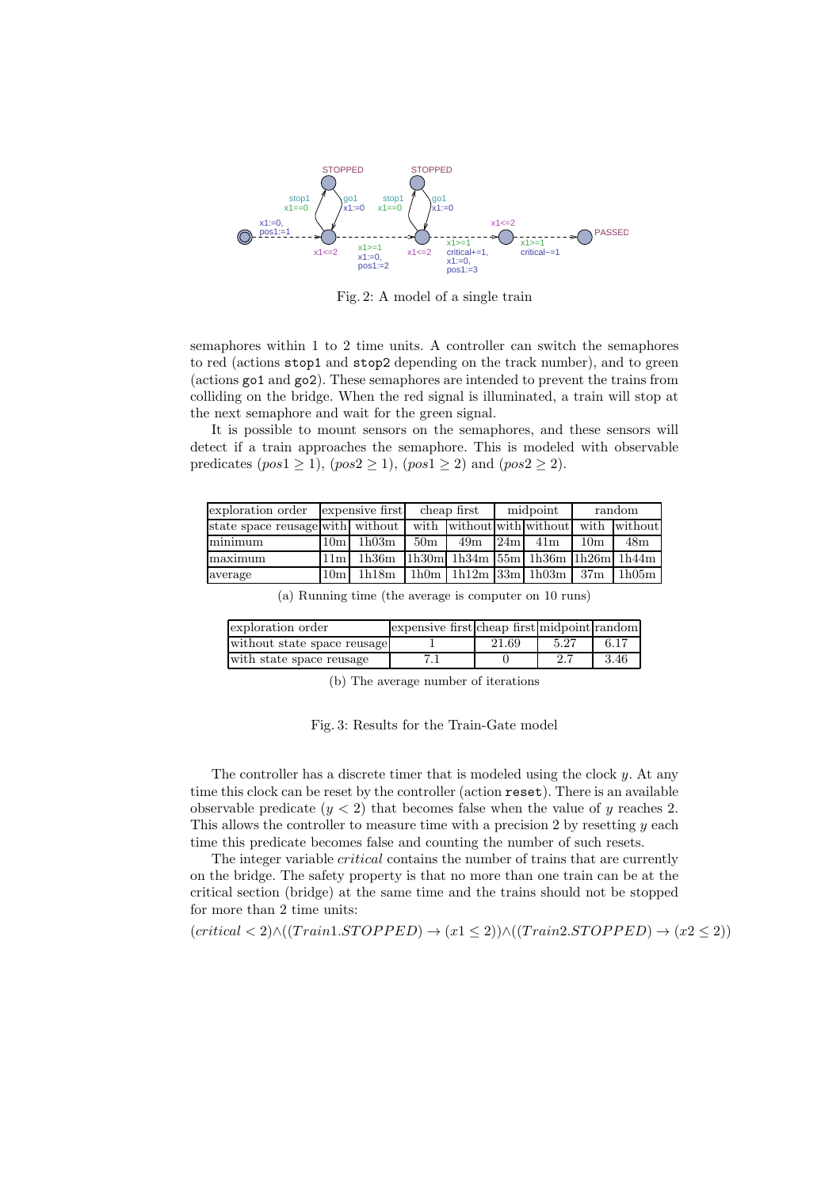Fig. 2: A model of a single train

semaphores within 1 to 2 time units. A controller can switch the semaphores to red (actions `stop1` and `stop2` depending on the track number), and to green (actions `go1` and `go2`). These semaphores are intended to prevent the trains from colliding on the bridge. When the red signal is illuminated, a train will stop at the next semaphore and wait for the green signal.

It is possible to mount sensors on the semaphores, and these sensors will detect if a train approaches the semaphore. This is modeled with observable predicates $(pos1 \geq 1)$, $(pos2 \geq 1)$, $(pos1 \geq 2)$ and $(pos2 \geq 2)$.

| exploration order | expensive first | | cheap first | | midpoint | | random | |
|---|---|---|---|---|---|---|---|---|
| state space reusage | with | without | with | without | with | without | with | without |
| minimum | 10m | 1h03m | 50m | 49m | 24m | 41m | 10m | 48m |
| maximum | 11m | 1h36m | 1h30m | 1h34m | 55m | 1h36m | 1h26m | 1h44m |
| average | 10m | 1h18m | 1h0m | 1h12m | 33m | 1h03m | 37m | 1h05m |

(a) Running time (the average is computer on 10 runs)

| exploration order | expensive first | cheap first | midpoint | random |
|---|---|---|---|---|
| without state space reusage | 1 | 21.69 | 5.27 | 6.17 |
| with state space reusage | 7.1 | 0 | 2.7 | 3.46 |

(b) The average number of iterations

Fig. 3: Results for the Train-Gate model

The controller has a discrete timer that is modeled using the clock $y$. At any time this clock can be reset by the controller (action `reset`). There is an available observable predicate $(y < 2)$ that becomes false when the value of $y$ reaches 2. This allows the controller to measure time with a precision 2 by resetting $y$ each time this predicate becomes false and counting the number of such resets.

The integer variable *critical* contains the number of trains that are currently on the bridge. The safety property is that no more than one train can be at the critical section (bridge) at the same time and the trains should not be stopped for more than 2 time units:

$$(critical < 2) \wedge ((Train1.STOPPED) \rightarrow (x1 \leq 2)) \wedge ((Train2.STOPPED) \rightarrow (x2 \leq 2))$$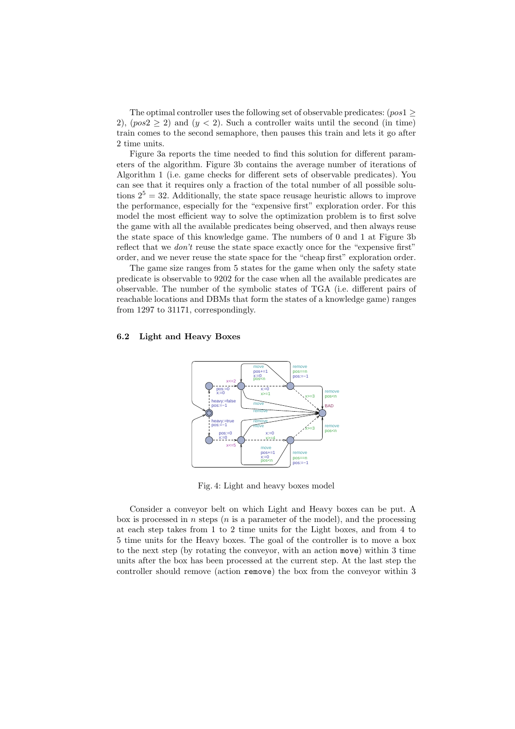The optimal controller uses the following set of observable predicates: $(pos1 \geq 2)$, $(pos2 \geq 2)$ and $(y < 2)$. Such a controller waits until the second (in time) train comes to the second semaphore, then pauses this train and lets it go after 2 time units.

Figure 3a reports the time needed to find this solution for different parameters of the algorithm. Figure 3b contains the average number of iterations of Algorithm 1 (i.e. game checks for different sets of observable predicates). You can see that it requires only a fraction of the total number of all possible solutions $2^5 = 32$. Additionally, the state space reusage heuristic allows to improve the performance, especially for the "expensive first" exploration order. For this model the most efficient way to solve the optimization problem is to first solve the game with all the available predicates being observed, and then always reuse the state space of this knowledge game. The numbers of 0 and 1 at Figure 3b reflect that we *don't* reuse the state space exactly once for the "expensive first" order, and we never reuse the state space for the "cheap first" exploration order.

The game size ranges from 5 states for the game when only the safety state predicate is observable to 9202 for the case when all the available predicates are observable. The number of the symbolic states of TGA (i.e. different pairs of reachable locations and DBMs that form the states of a knowledge game) ranges from 1297 to 31171, correspondingly.

### 6.2 Light and Heavy Boxes

Fig. 4: Light and heavy boxes model

Consider a conveyor belt on which Light and Heavy boxes can be put. A box is processed in $n$ steps ($n$ is a parameter of the model), and the processing at each step takes from 1 to 2 time units for the Light boxes, and from 4 to 5 time units for the Heavy boxes. The goal of the controller is to move a box to the next step (by rotating the conveyor, with an action `move`) within 3 time units after the box has been processed at the current step. At the last step the controller should remove (action `remove`) the box from the conveyor within 3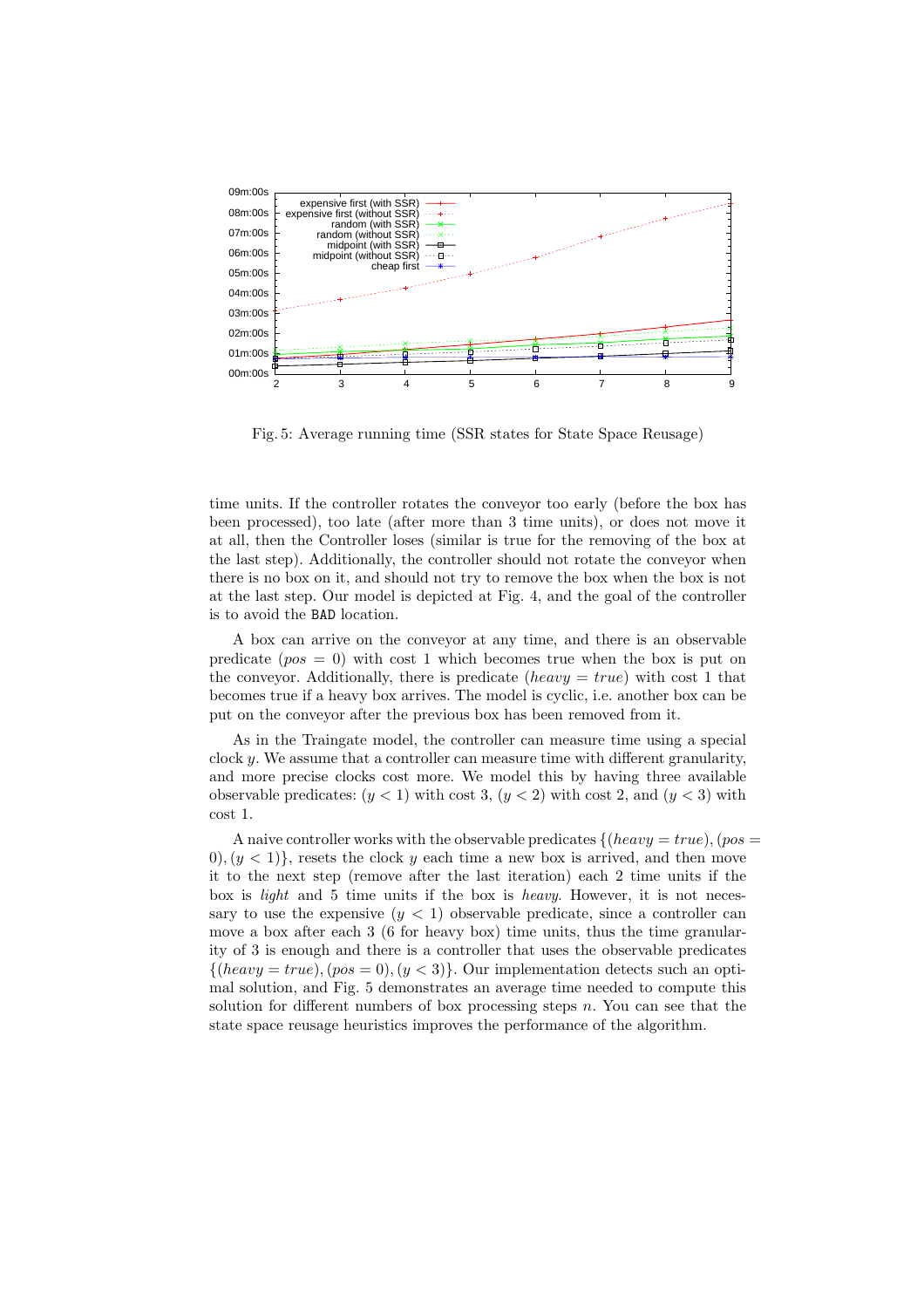Fig. 5: Average running time (SSR states for State Space Reusage)

time units. If the controller rotates the conveyor too early (before the box has been processed), too late (after more than 3 time units), or does not move it at all, then the Controller loses (similar is true for the removing of the box at the last step). Additionally, the controller should not rotate the conveyor when there is no box on it, and should not try to remove the box when the box is not at the last step. Our model is depicted at Fig. 4, and the goal of the controller is to avoid the `BAD` location.

A box can arrive on the conveyor at any time, and there is an observable predicate ($pos = 0$) with cost 1 which becomes true when the box is put on the conveyor. Additionally, there is predicate ($heavy = true$) with cost 1 that becomes true if a heavy box arrives. The model is cyclic, i.e. another box can be put on the conveyor after the previous box has been removed from it.

As in the Traingate model, the controller can measure time using a special clock $y$. We assume that a controller can measure time with different granularity, and more precise clocks cost more. We model this by having three available observable predicates: ($y < 1$) with cost 3, ($y < 2$) with cost 2, and ($y < 3$) with cost 1.

A naive controller works with the observable predicates $\{(heavy = true), (pos = 0), (y < 1)\}$, resets the clock $y$ each time a new box is arrived, and then move it to the next step (remove after the last iteration) each 2 time units if the box is *light* and 5 time units if the box is *heavy*. However, it is not necessary to use the expensive ($y < 1$) observable predicate, since a controller can move a box after each 3 (6 for heavy box) time units, thus the time granularity of 3 is enough and there is a controller that uses the observable predicates $\{(heavy = true), (pos = 0), (y < 3)\}$. Our implementation detects such an optimal solution, and Fig. 5 demonstrates an average time needed to compute this solution for different numbers of box processing steps $n$. You can see that the state space reusage heuristics improves the performance of the algorithm.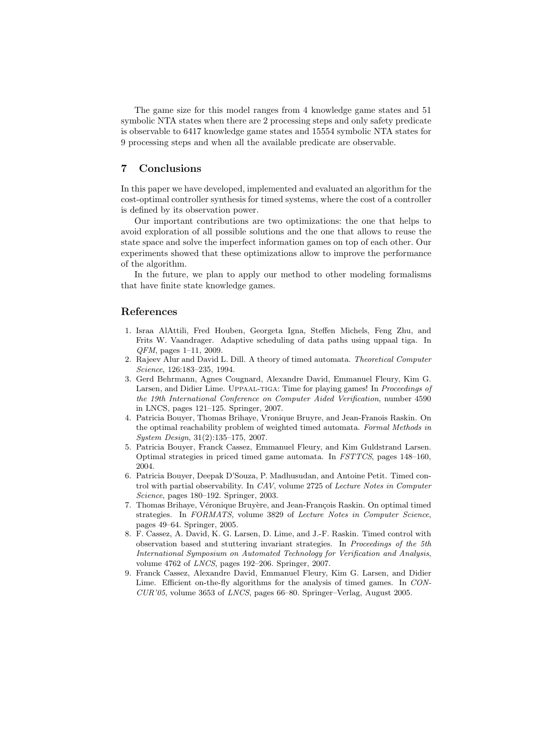The game size for this model ranges from 4 knowledge game states and 51 symbolic NTA states when there are 2 processing steps and only safety predicate is observable to 6417 knowledge game states and 15554 symbolic NTA states for 9 processing steps and when all the available predicate are observable.

## 7 Conclusions

In this paper we have developed, implemented and evaluated an algorithm for the cost-optimal controller synthesis for timed systems, where the cost of a controller is defined by its observation power.

Our important contributions are two optimizations: the one that helps to avoid exploration of all possible solutions and the one that allows to reuse the state space and solve the imperfect information games on top of each other. Our experiments showed that these optimizations allow to improve the performance of the algorithm.

In the future, we plan to apply our method to other modeling formalisms that have finite state knowledge games.

## References

1. Israa AlAttili, Fred Houben, Georgeta Igna, Steffen Michels, Feng Zhu, and Frits W. Vaandrager. Adaptive scheduling of data paths using uppaal tiga. In *QFM*, pages 1–11, 2009.
2. Rajeev Alur and David L. Dill. A theory of timed automata. *Theoretical Computer Science*, 126:183–235, 1994.
3. Gerd Behrmann, Agnes Cougnard, Alexandre David, Emmanuel Fleury, Kim G. Larsen, and Didier Lime. Uppaal-tiga: Time for playing games! In *Proceedings of the 19th International Conference on Computer Aided Verification*, number 4590 in LNCS, pages 121–125. Springer, 2007.
4. Patricia Bouyer, Thomas Brihaye, Vronique Bruyre, and Jean-Franois Raskin. On the optimal reachability problem of weighted timed automata. *Formal Methods in System Design*, 31(2):135–175, 2007.
5. Patricia Bouyer, Franck Cassez, Emmanuel Fleury, and Kim Guldstrand Larsen. Optimal strategies in priced timed game automata. In *FSTTCS*, pages 148–160, 2004.
6. Patricia Bouyer, Deepak D'Souza, P. Madhusudan, and Antoine Petit. Timed control with partial observability. In *CAV*, volume 2725 of *Lecture Notes in Computer Science*, pages 180–192. Springer, 2003.
7. Thomas Brihaye, Véronique Bruyère, and Jean-François Raskin. On optimal timed strategies. In *FORMATS*, volume 3829 of *Lecture Notes in Computer Science*, pages 49–64. Springer, 2005.
8. F. Cassez, A. David, K. G. Larsen, D. Lime, and J.-F. Raskin. Timed control with observation based and stuttering invariant strategies. In *Proceedings of the 5th International Symposium on Automated Technology for Verification and Analysis*, volume 4762 of *LNCS*, pages 192–206. Springer, 2007.
9. Franck Cassez, Alexandre David, Emmanuel Fleury, Kim G. Larsen, and Didier Lime. Efficient on-the-fly algorithms for the analysis of timed games. In *CONCUR'05*, volume 3653 of *LNCS*, pages 66–80. Springer–Verlag, August 2005.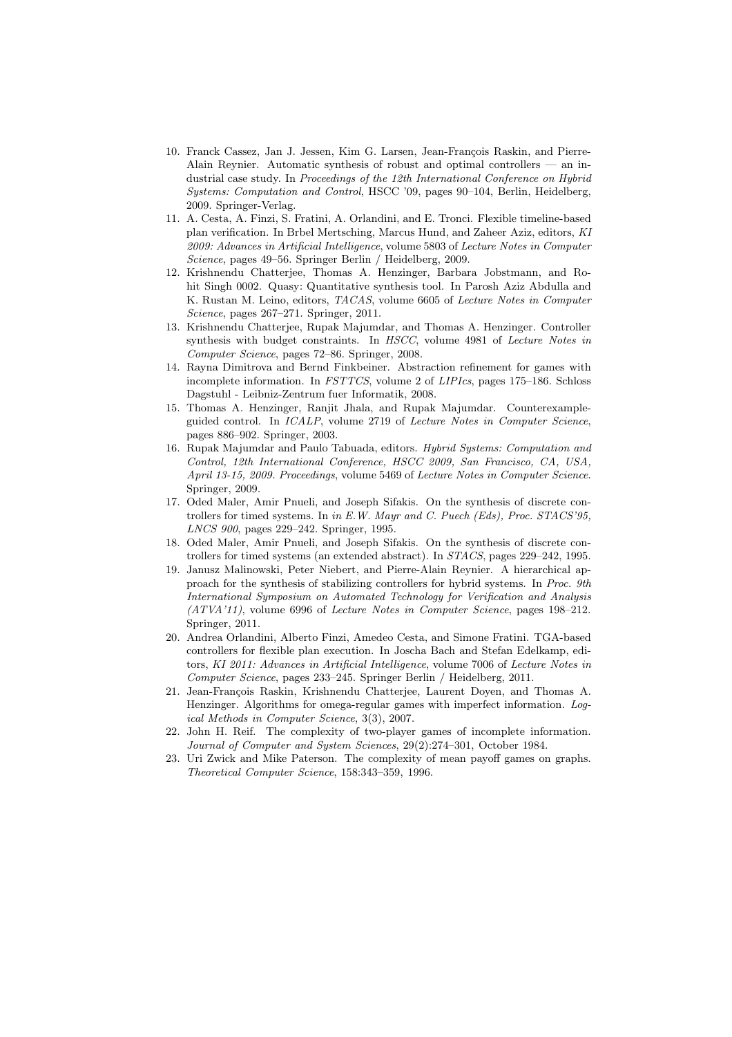10. Franck Cassez, Jan J. Jessen, Kim G. Larsen, Jean-François Raskin, and Pierre-Alain Reynier. Automatic synthesis of robust and optimal controllers — an industrial case study. In *Proceedings of the 12th International Conference on Hybrid Systems: Computation and Control*, HSCC '09, pages 90–104, Berlin, Heidelberg, 2009. Springer-Verlag.
11. A. Cesta, A. Finzi, S. Fratini, A. Orlandini, and E. Tronci. Flexible timeline-based plan verification. In Brbel Mertsching, Marcus Hund, and Zaheer Aziz, editors, *KI 2009: Advances in Artificial Intelligence*, volume 5803 of *Lecture Notes in Computer Science*, pages 49–56. Springer Berlin / Heidelberg, 2009.
12. Krishnendu Chatterjee, Thomas A. Henzinger, Barbara Jobstmann, and Rohit Singh 0002. Quasy: Quantitative synthesis tool. In Parosh Aziz Abdulla and K. Rustan M. Leino, editors, *TACAS*, volume 6605 of *Lecture Notes in Computer Science*, pages 267–271. Springer, 2011.
13. Krishnendu Chatterjee, Rupak Majumdar, and Thomas A. Henzinger. Controller synthesis with budget constraints. In *HSCC*, volume 4981 of *Lecture Notes in Computer Science*, pages 72–86. Springer, 2008.
14. Rayna Dimitrova and Bernd Finkbeiner. Abstraction refinement for games with incomplete information. In *FSTTCS*, volume 2 of *LIPIcs*, pages 175–186. Schloss Dagstuhl - Leibniz-Zentrum fuer Informatik, 2008.
15. Thomas A. Henzinger, Ranjit Jhala, and Rupak Majumdar. Counterexample-guided control. In *ICALP*, volume 2719 of *Lecture Notes in Computer Science*, pages 886–902. Springer, 2003.
16. Rupak Majumdar and Paulo Tabuada, editors. *Hybrid Systems: Computation and Control, 12th International Conference, HSCC 2009, San Francisco, CA, USA, April 13-15, 2009. Proceedings*, volume 5469 of *Lecture Notes in Computer Science*. Springer, 2009.
17. Oded Maler, Amir Pnueli, and Joseph Sifakis. On the synthesis of discrete controllers for timed systems. In *in E.W. Mayr and C. Puech (Eds), Proc. STACS'95, LNCS 900*, pages 229–242. Springer, 1995.
18. Oded Maler, Amir Pnueli, and Joseph Sifakis. On the synthesis of discrete controllers for timed systems (an extended abstract). In *STACS*, pages 229–242, 1995.
19. Janusz Malinowski, Peter Niebert, and Pierre-Alain Reynier. A hierarchical approach for the synthesis of stabilizing controllers for hybrid systems. In *Proc. 9th International Symposium on Automated Technology for Verification and Analysis (ATVA'11)*, volume 6996 of *Lecture Notes in Computer Science*, pages 198–212. Springer, 2011.
20. Andrea Orlandini, Alberto Finzi, Amedeo Cesta, and Simone Fratini. TGA-based controllers for flexible plan execution. In Joscha Bach and Stefan Edelkamp, editors, *KI 2011: Advances in Artificial Intelligence*, volume 7006 of *Lecture Notes in Computer Science*, pages 233–245. Springer Berlin / Heidelberg, 2011.
21. Jean-François Raskin, Krishnendu Chatterjee, Laurent Doyen, and Thomas A. Henzinger. Algorithms for omega-regular games with imperfect information. *Logical Methods in Computer Science*, 3(3), 2007.
22. John H. Reif. The complexity of two-player games of incomplete information. *Journal of Computer and System Sciences*, 29(2):274–301, October 1984.
23. Uri Zwick and Mike Paterson. The complexity of mean payoff games on graphs. *Theoretical Computer Science*, 158:343–359, 1996.